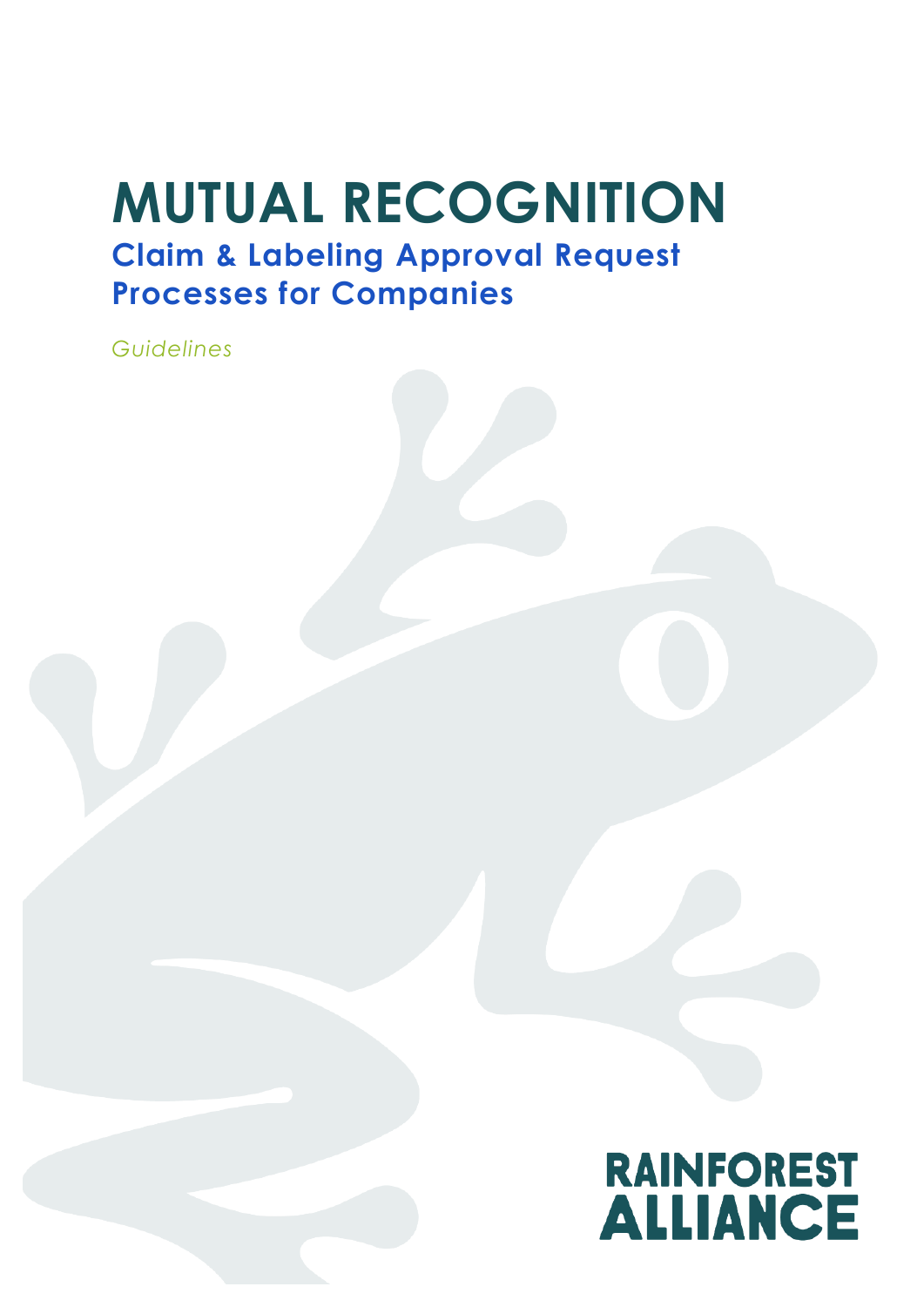# MUTUAL RECOGNITION

## Claim & Labeling Approval Request Processes for Companies

*Guidelines*

RAINFOREST ALLIANCE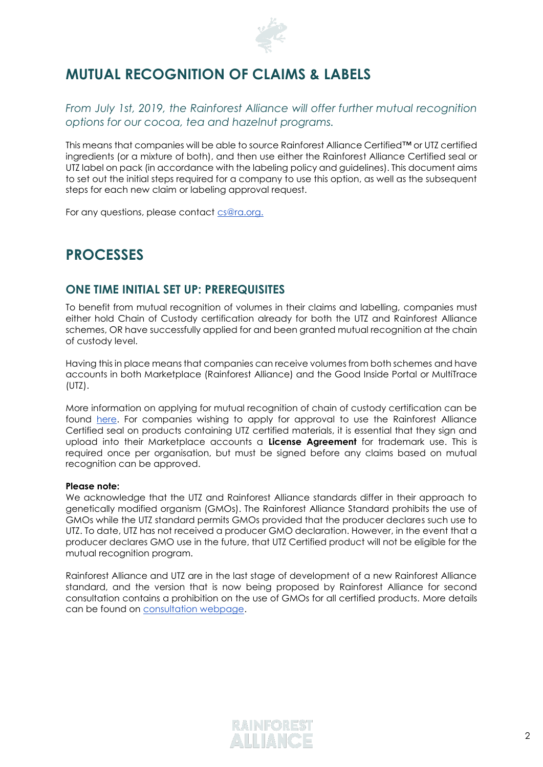# MUTUAL RECOGNITION OF CLAIMS & LABELS

*From July 1st, 2019, the Rainforest Alliance will offer further mutual recognition options for our cocoa, tea and hazelnut programs.*

This means that companies will be able to source Rainforest Alliance Certified™ or UTZ certified ingredients (or a mixture of both), and then use either the Rainforest Alliance Certified seal or UTZ label on pack (in accordance with the labeling policy and guidelines). This document aims to set out the initial steps required for a company to use this option, as well as the subsequent steps for each new claim or labeling approval request.

For any questions, please contact [cs@ra.org.](mailto:cs@ra.org)

# PROCESSES

## ONE TIME INITIAL SET UP: PREREQUISITES

To benefit from mutual recognition of volumes in their claims and labelling, companies must either hold Chain of Custody certification already for both the UTZ and Rainforest Alliance schemes, OR have successfully applied for and been granted mutual recognition at the chain of custody level.

Having this in place means that companies can receive volumes from both schemes and have accounts in both Marketplace (Rainforest Alliance) and the Good Inside Portal or MultiTrace (UTZ).

More information on applying for mutual recognition of chain of custody certification can be found here. For companies wishing to apply for approval to use the Rainforest Alliance Certified seal on products containing UTZ certified materials, it is essential that they sign and upload into their Marketplace accounts a **License Agreement** for trademark use. This is required once per organisation, but must be signed before any claims based on mutual recognition can be approved.

**Please note:**
We acknowledge that the UTZ and Rainforest Alliance standards differ in their approach to genetically modified organism (GMOs). The Rainforest Alliance Standard prohibits the use of GMOs while the UTZ standard permits GMOs provided that the producer declares such use to UTZ. To date, UTZ has not received a producer GMO declaration. However, in the event that a producer declares GMO use in the future, that UTZ Certified product will not be eligible for the mutual recognition program.

Rainforest Alliance and UTZ are in the last stage of development of a new Rainforest Alliance standard, and the version that is now being proposed by Rainforest Alliance for second consultation contains a prohibition on the use of GMOs for all certified products. More details can be found on consultation webpage.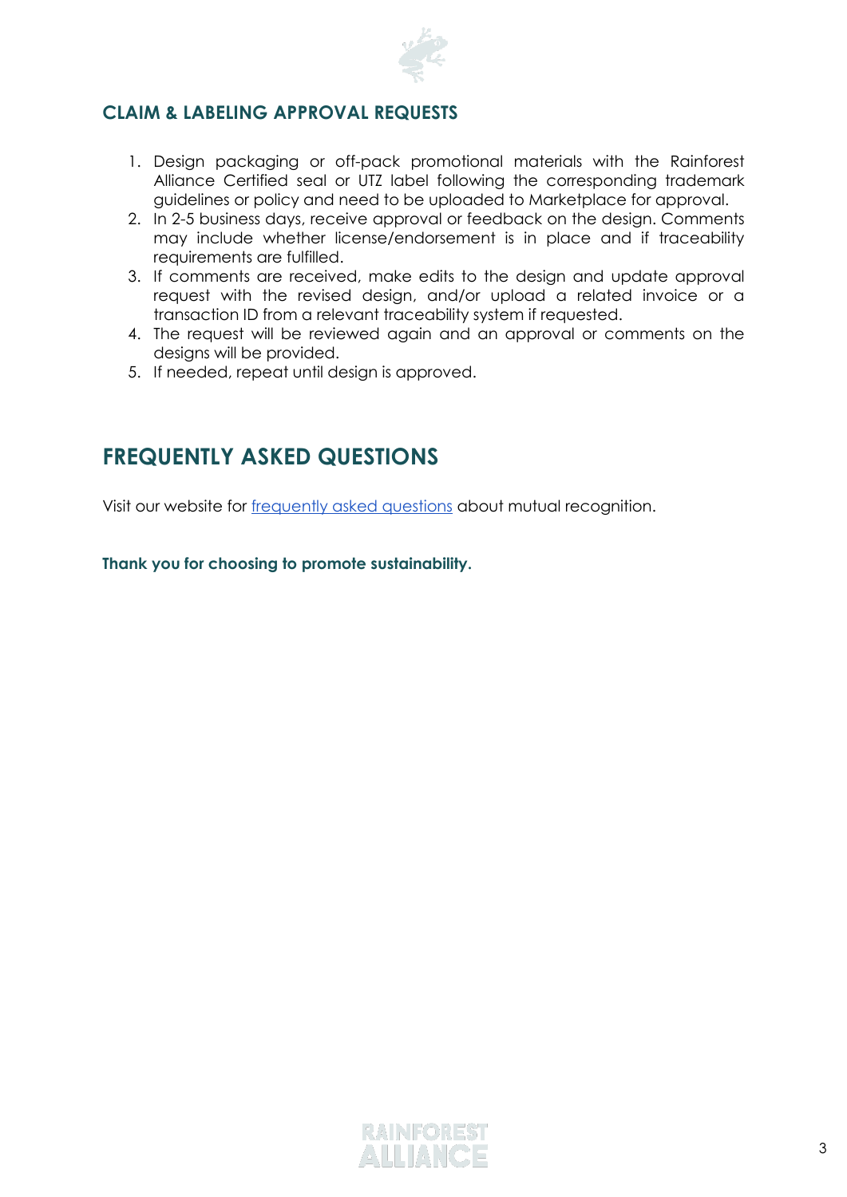### CLAIM & LABELING APPROVAL REQUESTS

1. Design packaging or off-pack promotional materials with the Rainforest Alliance Certified seal or UTZ label following the corresponding trademark guidelines or policy and need to be uploaded to Marketplace for approval.
2. In 2-5 business days, receive approval or feedback on the design. Comments may include whether license/endorsement is in place and if traceability requirements are fulfilled.
3. If comments are received, make edits to the design and update approval request with the revised design, and/or upload a related invoice or a transaction ID from a relevant traceability system if requested.
4. The request will be reviewed again and an approval or comments on the designs will be provided.
5. If needed, repeat until design is approved.

## FREQUENTLY ASKED QUESTIONS

Visit our website for frequently asked questions about mutual recognition.

**Thank you for choosing to promote sustainability.**